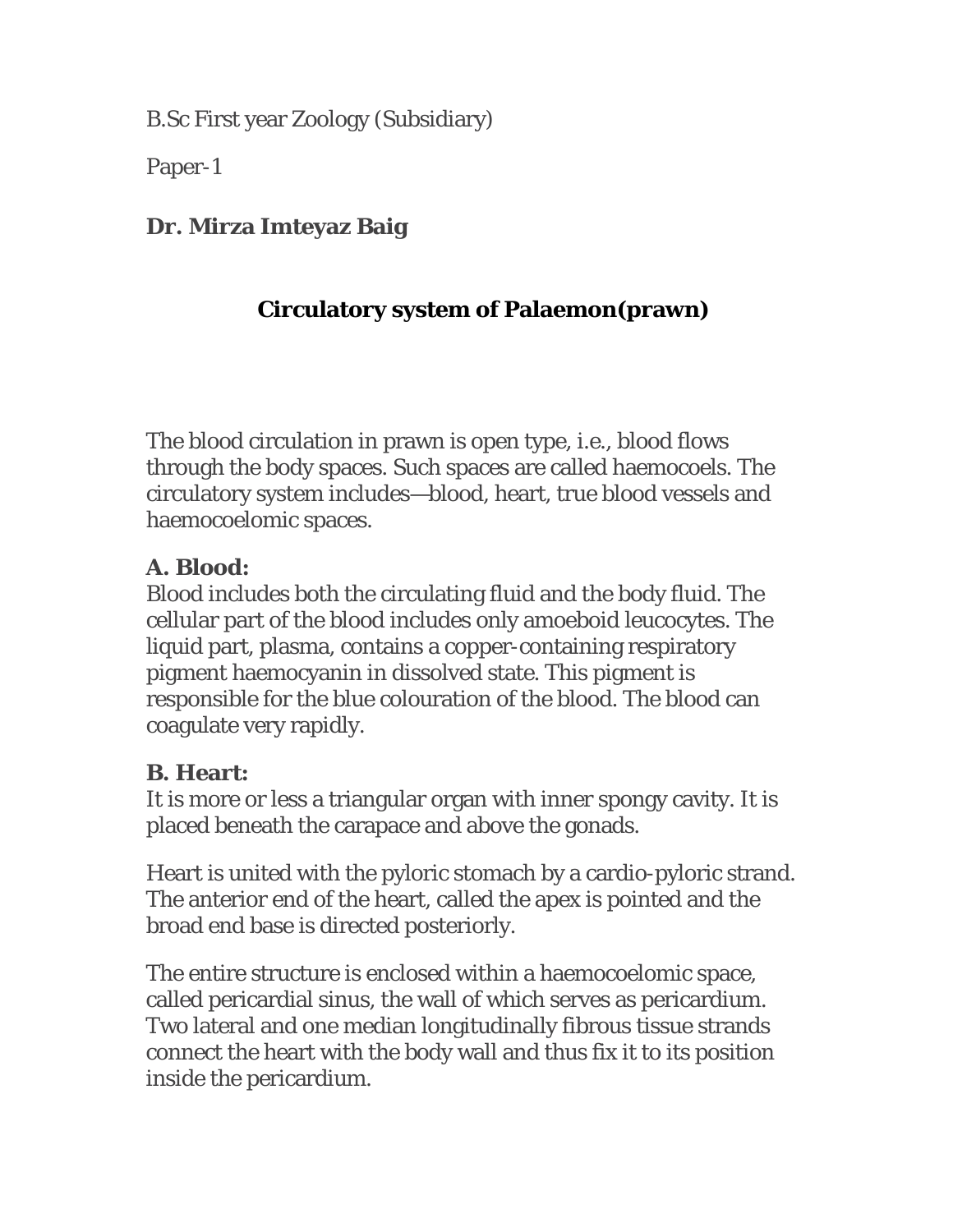B.Sc First year Zoology (Subsidiary)

Paper-1

**Dr. Mirza Imteyaz Baig**

# Circulatory system of Palaemon(prawn)

The blood circulation in prawn is open type, i.e., blood flows through the body spaces. Such spaces are called haemocoels. The circulatory system includes—blood, heart, true blood vessels and haemocoelomic spaces.

## A. Blood:

Blood includes both the circulating fluid and the body fluid. The cellular part of the blood includes only amoeboid leucocytes. The liquid part, plasma, contains a copper-containing respiratory pigment haemocyanin in dissolved state. This pigment is responsible for the blue colouration of the blood. The blood can coagulate very rapidly.

## B. Heart:

It is more or less a triangular organ with inner spongy cavity. It is placed beneath the carapace and above the gonads.

Heart is united with the pyloric stomach by a cardio-pyloric strand. The anterior end of the heart, called the apex is pointed and the broad end base is directed posteriorly.

The entire structure is enclosed within a haemocoelomic space, called pericardial sinus, the wall of which serves as pericardium. Two lateral and one median longitudinally fibrous tissue strands connect the heart with the body wall and thus fix it to its position inside the pericardium.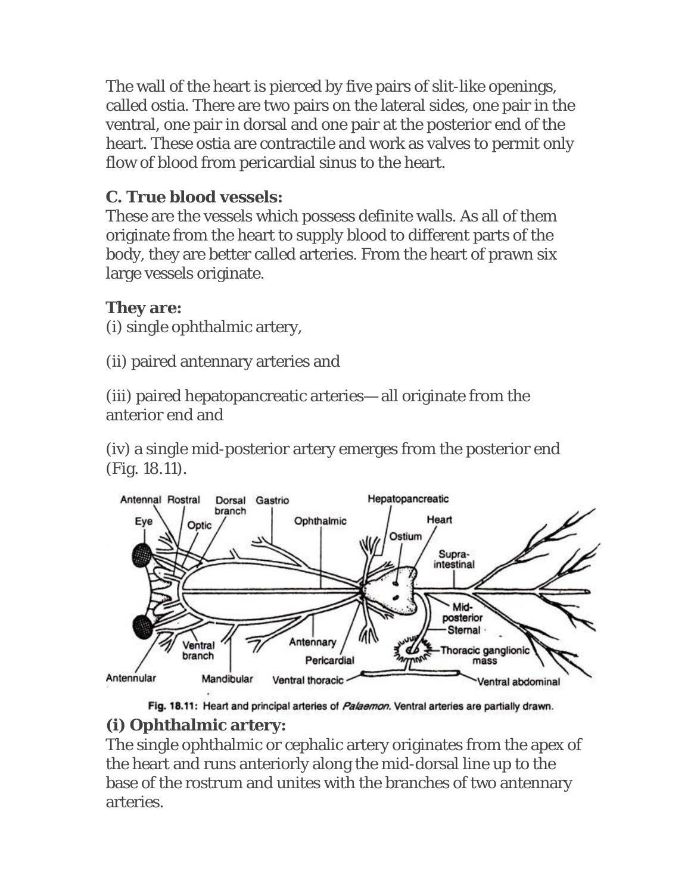The wall of the heart is pierced by five pairs of slit-like openings, called ostia. There are two pairs on the lateral sides, one pair in the ventral, one pair in dorsal and one pair at the posterior end of the heart. These ostia are contractile and work as valves to permit only flow of blood from pericardial sinus to the heart.

**C. True blood vessels:**

These are the vessels which possess definite walls. As all of them originate from the heart to supply blood to different parts of the body, they are better called arteries. From the heart of prawn six large vessels originate.

**They are:**

(i) single ophthalmic artery,

(ii) paired antennary arteries and

(iii) paired hepatopancreatic arteries— all originate from the anterior end and

(iv) a single mid-posterior artery emerges from the posterior end (Fig. 18.11).

Fig. 18.11: Heart and principal arteries of *Palaemon*. Ventral arteries are partially drawn.

**(i) Ophthalmic artery:**

The single ophthalmic or cephalic artery originates from the apex of the heart and runs anteriorly along the mid-dorsal line up to the base of the rostrum and unites with the branches of two antennary arteries.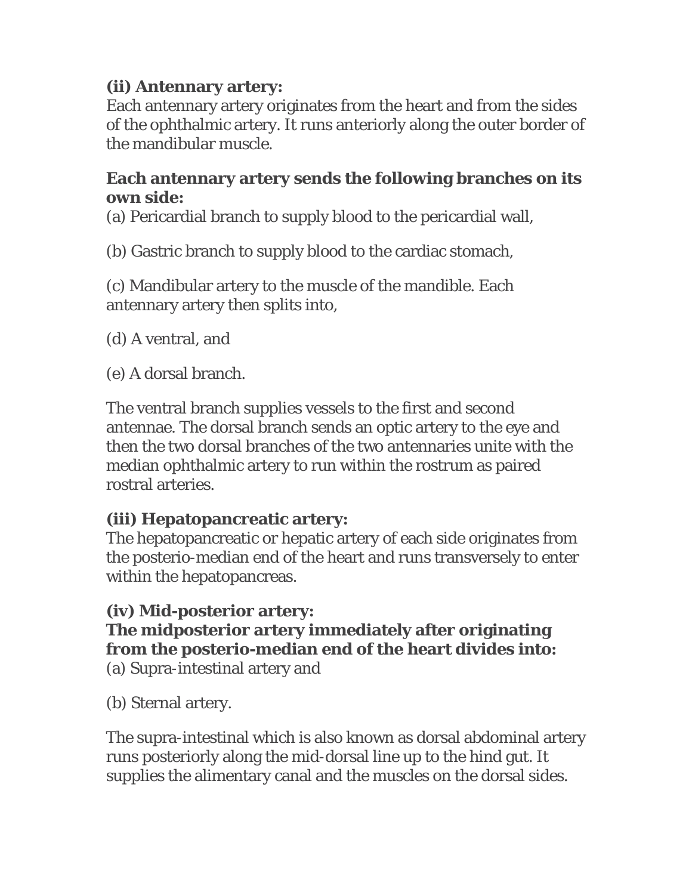**(ii) Antennary artery:**
Each antennary artery originates from the heart and from the sides of the ophthalmic artery. It runs anteriorly along the outer border of the mandibular muscle.

**Each antennary artery sends the following branches on its own side:**
(a) Pericardial branch to supply blood to the pericardial wall,

(b) Gastric branch to supply blood to the cardiac stomach,

(c) Mandibular artery to the muscle of the mandible. Each antennary artery then splits into,

(d) A ventral, and

(e) A dorsal branch.

The ventral branch supplies vessels to the first and second antennae. The dorsal branch sends an optic artery to the eye and then the two dorsal branches of the two antennaries unite with the median ophthalmic artery to run within the rostrum as paired rostral arteries.

**(iii) Hepatopancreatic artery:**
The hepatopancreatic or hepatic artery of each side originates from the posterio-median end of the heart and runs transversely to enter within the hepatopancreas.

**(iv) Mid-posterior artery:**
**The midposterior artery immediately after originating from the posterio-median end of the heart divides into:**
(a) Supra-intestinal artery and

(b) Sternal artery.

The supra-intestinal which is also known as dorsal abdominal artery runs posteriorly along the mid-dorsal line up to the hind gut. It supplies the alimentary canal and the muscles on the dorsal sides.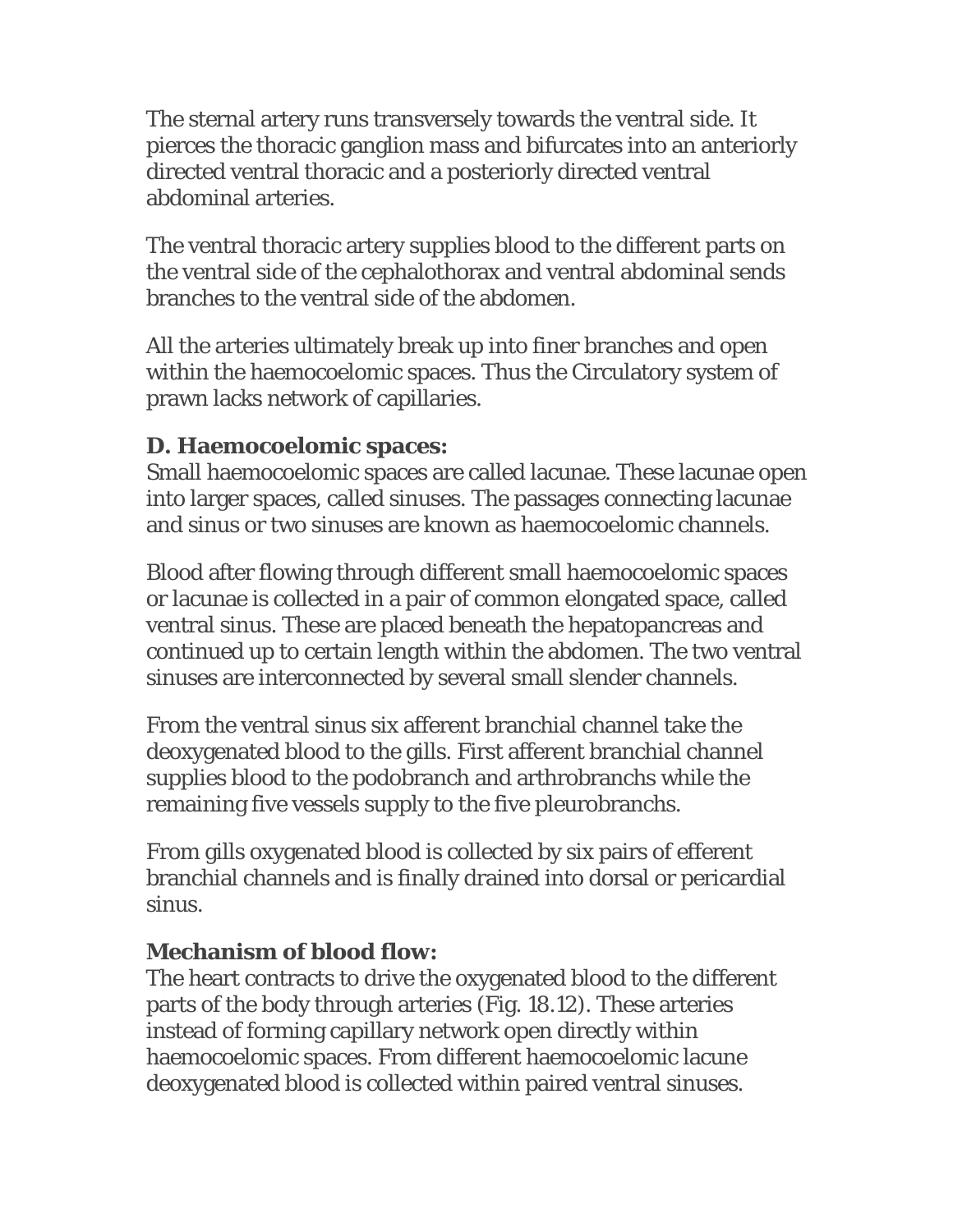The sternal artery runs transversely towards the ventral side. It pierces the thoracic ganglion mass and bifurcates into an anteriorly directed ventral thoracic and a posteriorly directed ventral abdominal arteries.

The ventral thoracic artery supplies blood to the different parts on the ventral side of the cephalothorax and ventral abdominal sends branches to the ventral side of the abdomen.

All the arteries ultimately break up into finer branches and open within the haemocoelomic spaces. Thus the Circulatory system of prawn lacks network of capillaries.

**D. Haemocoelomic spaces:**

Small haemocoelomic spaces are called lacunae. These lacunae open into larger spaces, called sinuses. The passages connecting lacunae and sinus or two sinuses are known as haemocoelomic channels.

Blood after flowing through different small haemocoelomic spaces or lacunae is collected in a pair of common elongated space, called ventral sinus. These are placed beneath the hepatopancreas and continued up to certain length within the abdomen. The two ventral sinuses are interconnected by several small slender channels.

From the ventral sinus six afferent branchial channel take the deoxygenated blood to the gills. First afferent branchial channel supplies blood to the podobranch and arthrobranchs while the remaining five vessels supply to the five pleurobranchs.

From gills oxygenated blood is collected by six pairs of efferent branchial channels and is finally drained into dorsal or pericardial sinus.

**Mechanism of blood flow:**

The heart contracts to drive the oxygenated blood to the different parts of the body through arteries (Fig. 18.12). These arteries instead of forming capillary network open directly within haemocoelomic spaces. From different haemocoelomic lacune deoxygenated blood is collected within paired ventral sinuses.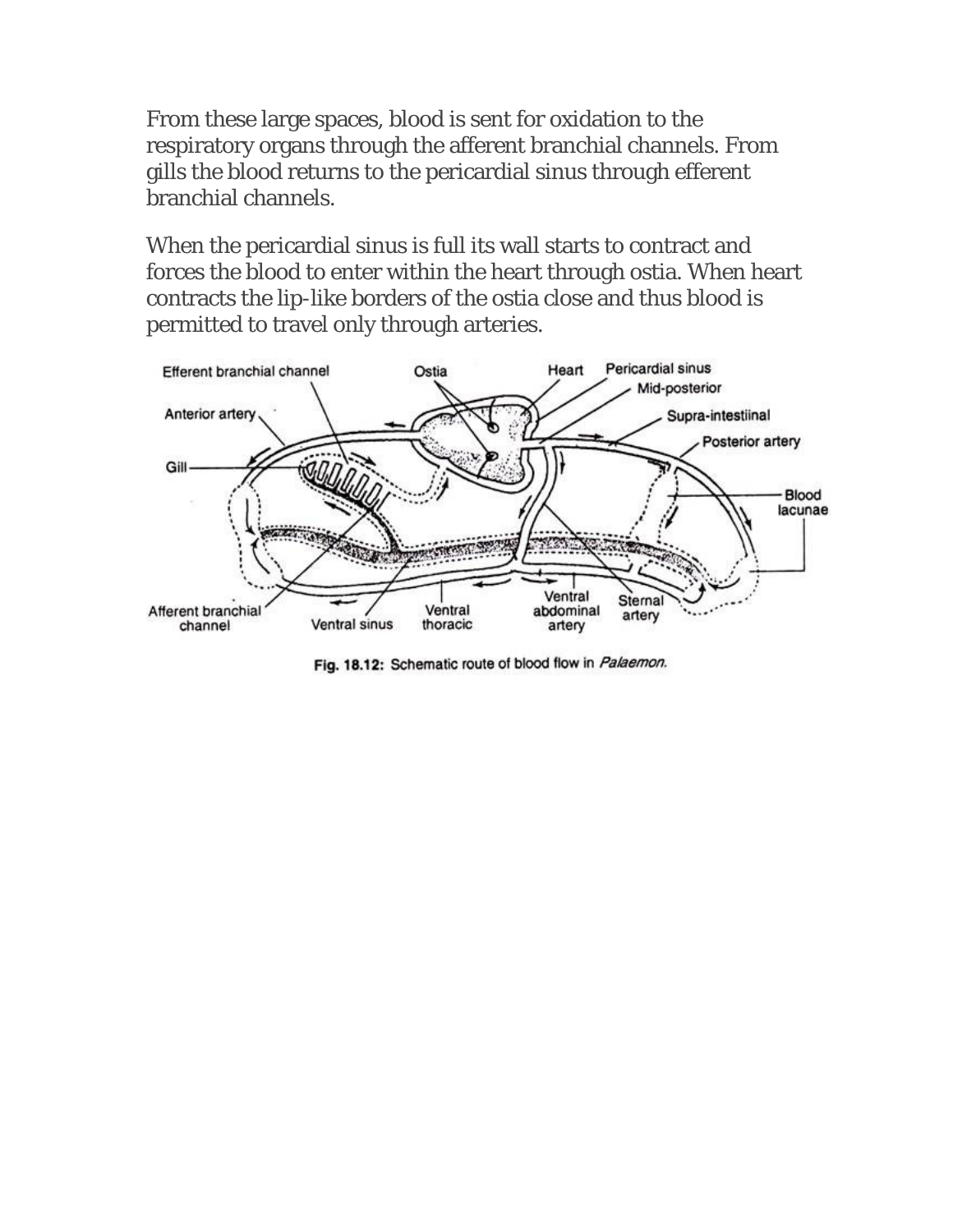From these large spaces, blood is sent for oxidation to the respiratory organs through the afferent branchial channels. From gills the blood returns to the pericardial sinus through efferent branchial channels.

When the pericardial sinus is full its wall starts to contract and forces the blood to enter within the heart through ostia. When heart contracts the lip-like borders of the ostia close and thus blood is permitted to travel only through arteries.

Efferent branchial channel
Ostia
Heart
Pericardial sinus
Mid-posterior
Anterior artery
Supra-intestiinal
Posterior artery
Gill
Blood lacunae
Afferent branchial channel
Ventral sinus
Ventral thoracic
Ventral abdominal artery
Sternal artery

**Fig. 18.12:** Schematic route of blood flow in *Palaemon*.